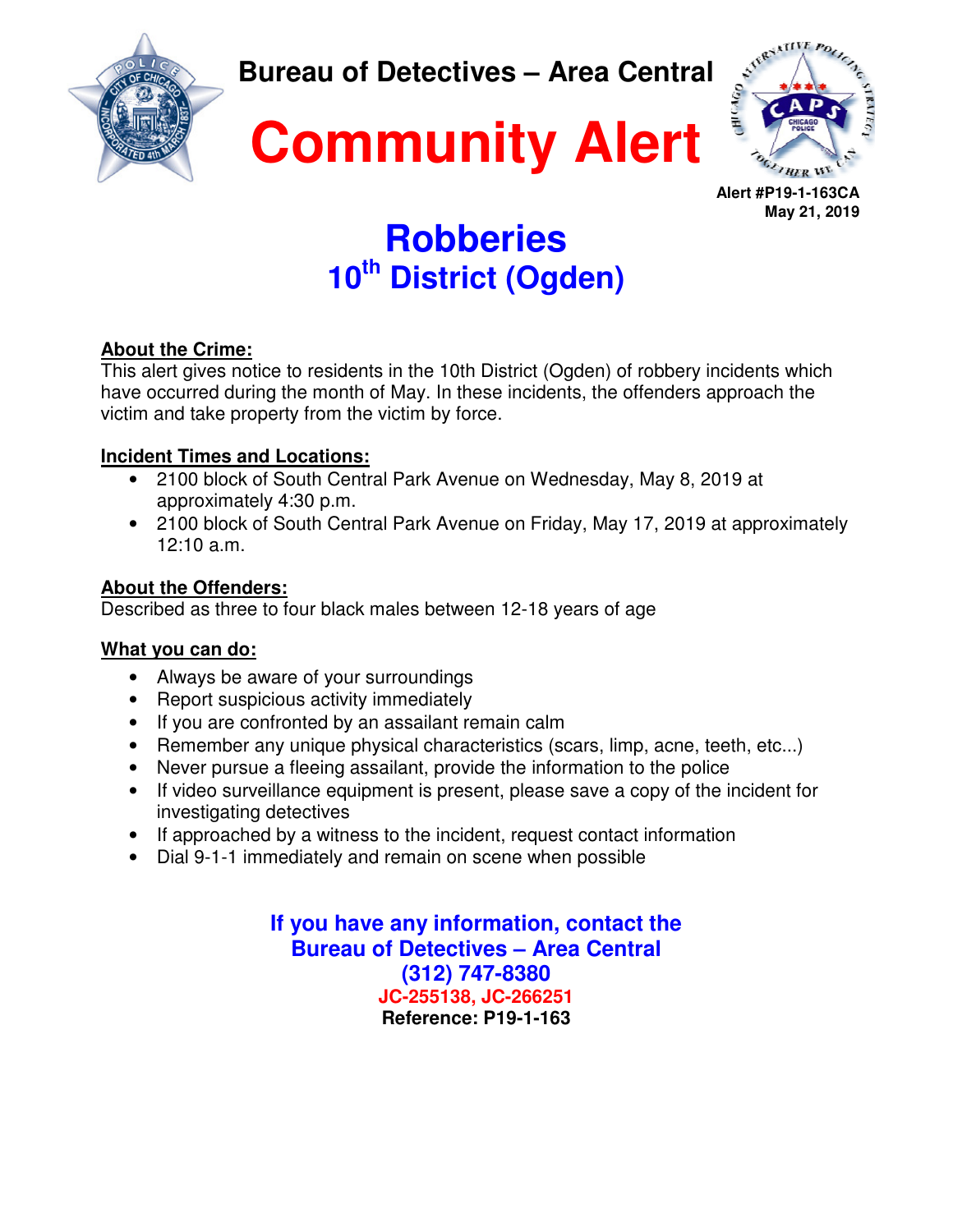# Bureau of Detectives – Area Central

# Community Alert

**Alert #P19-1-163CA**
**May 21, 2019**

## Robberies
## 10th District (Ogden)

**About the Crime:**
This alert gives notice to residents in the 10th District (Ogden) of robbery incidents which have occurred during the month of May. In these incidents, the offenders approach the victim and take property from the victim by force.

**Incident Times and Locations:**

- 2100 block of South Central Park Avenue on Wednesday, May 8, 2019 at approximately 4:30 p.m.
- 2100 block of South Central Park Avenue on Friday, May 17, 2019 at approximately 12:10 a.m.

**About the Offenders:**
Described as three to four black males between 12-18 years of age

**What you can do:**

- Always be aware of your surroundings
- Report suspicious activity immediately
- If you are confronted by an assailant remain calm
- Remember any unique physical characteristics (scars, limp, acne, teeth, etc...)
- Never pursue a fleeing assailant, provide the information to the police
- If video surveillance equipment is present, please save a copy of the incident for investigating detectives
- If approached by a witness to the incident, request contact information
- Dial 9-1-1 immediately and remain on scene when possible

**If you have any information, contact the**
**Bureau of Detectives – Area Central**
**(312) 747-8380**
**JC-255138, JC-266251**
**Reference: P19-1-163**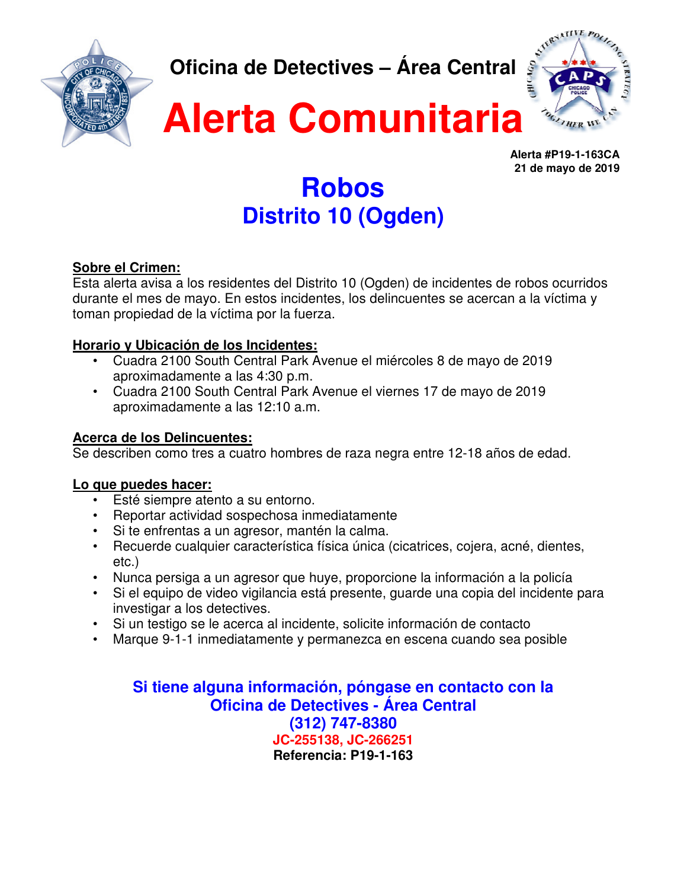# Oficina de Detectives – Área Central

# Alerta Comunitaria

**Alerta #P19-1-163CA**
**21 de mayo de 2019**

## Robos

### Distrito 10 (Ogden)

**Sobre el Crimen:**
Esta alerta avisa a los residentes del Distrito 10 (Ogden) de incidentes de robos ocurridos durante el mes de mayo. En estos incidentes, los delincuentes se acercan a la víctima y toman propiedad de la víctima por la fuerza.

**Horario y Ubicación de los Incidentes:**

- Cuadra 2100 South Central Park Avenue el miércoles 8 de mayo de 2019 aproximadamente a las 4:30 p.m.
- Cuadra 2100 South Central Park Avenue el viernes 17 de mayo de 2019 aproximadamente a las 12:10 a.m.

**Acerca de los Delincuentes:**
Se describen como tres a cuatro hombres de raza negra entre 12-18 años de edad.

**Lo que puedes hacer:**

- Esté siempre atento a su entorno.
- Reportar actividad sospechosa inmediatamente
- Si te enfrentas a un agresor, mantén la calma.
- Recuerde cualquier característica física única (cicatrices, cojera, acné, dientes, etc.)
- Nunca persiga a un agresor que huye, proporcione la información a la policía
- Si el equipo de video vigilancia está presente, guarde una copia del incidente para investigar a los detectives.
- Si un testigo se le acerca al incidente, solicite información de contacto
- Marque 9-1-1 inmediatamente y permanezca en escena cuando sea posible

**Si tiene alguna información, póngase en contacto con la Oficina de Detectives - Área Central**
**(312) 747-8380**
**JC-255138, JC-266251**
**Referencia: P19-1-163**